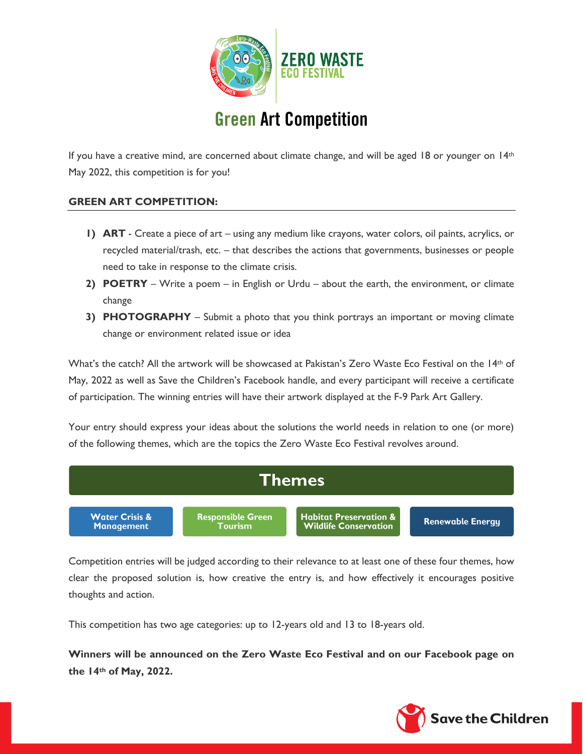# ZERO WASTE ECO FESTIVAL

# Green Art Competition

If you have a creative mind, are concerned about climate change, and will be aged 18 or younger on 14th May 2022, this competition is for you!

## GREEN ART COMPETITION:

1) **ART** - Create a piece of art – using any medium like crayons, water colors, oil paints, acrylics, or recycled material/trash, etc. – that describes the actions that governments, businesses or people need to take in response to the climate crisis.
2) **POETRY** – Write a poem – in English or Urdu – about the earth, the environment, or climate change
3) **PHOTOGRAPHY** – Submit a photo that you think portrays an important or moving climate change or environment related issue or idea

What's the catch? All the artwork will be showcased at Pakistan's Zero Waste Eco Festival on the 14th of May, 2022 as well as Save the Children's Facebook handle, and every participant will receive a certificate of participation. The winning entries will have their artwork displayed at the F-9 Park Art Gallery.

Your entry should express your ideas about the solutions the world needs in relation to one (or more) of the following themes, which are the topics the Zero Waste Eco Festival revolves around.

## Themes

- Water Crisis & Management
- Responsible Green Tourism
- Habitat Preservation & Wildlife Conservation
- Renewable Energy

Competition entries will be judged according to their relevance to at least one of these four themes, how clear the proposed solution is, how creative the entry is, and how effectively it encourages positive thoughts and action.

This competition has two age categories: up to 12-years old and 13 to 18-years old.

**Winners will be announced on the Zero Waste Eco Festival and on our Facebook page on the 14th of May, 2022.**

Save the Children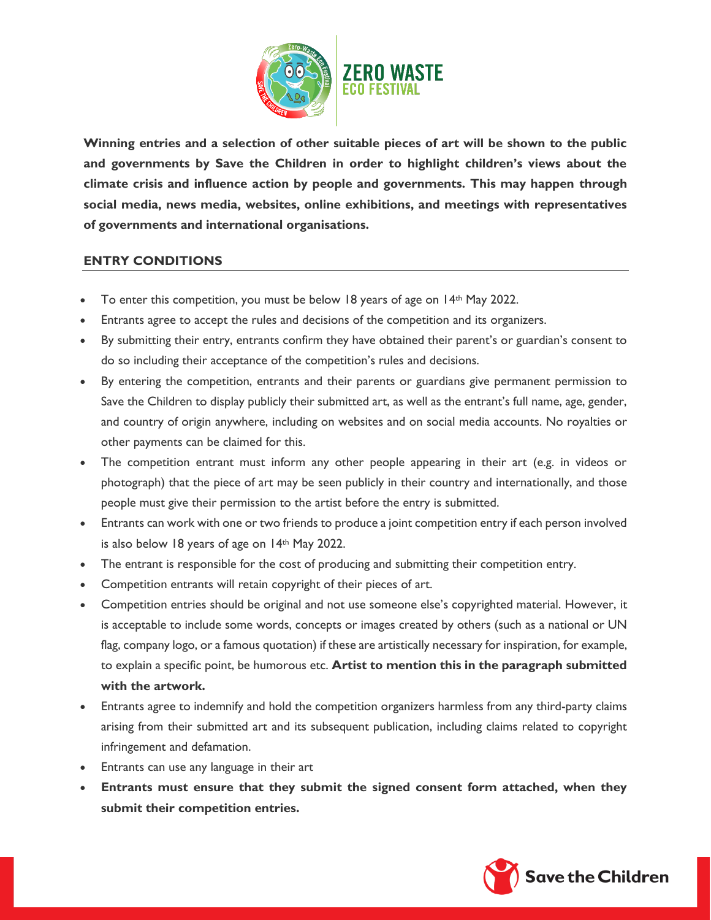**Winning entries and a selection of other suitable pieces of art will be shown to the public and governments by Save the Children in order to highlight children's views about the climate crisis and influence action by people and governments. This may happen through social media, news media, websites, online exhibitions, and meetings with representatives of governments and international organisations.**

## ENTRY CONDITIONS

- To enter this competition, you must be below 18 years of age on 14th May 2022.
- Entrants agree to accept the rules and decisions of the competition and its organizers.
- By submitting their entry, entrants confirm they have obtained their parent's or guardian's consent to do so including their acceptance of the competition's rules and decisions.
- By entering the competition, entrants and their parents or guardians give permanent permission to Save the Children to display publicly their submitted art, as well as the entrant's full name, age, gender, and country of origin anywhere, including on websites and on social media accounts. No royalties or other payments can be claimed for this.
- The competition entrant must inform any other people appearing in their art (e.g. in videos or photograph) that the piece of art may be seen publicly in their country and internationally, and those people must give their permission to the artist before the entry is submitted.
- Entrants can work with one or two friends to produce a joint competition entry if each person involved is also below 18 years of age on 14th May 2022.
- The entrant is responsible for the cost of producing and submitting their competition entry.
- Competition entrants will retain copyright of their pieces of art.
- Competition entries should be original and not use someone else's copyrighted material. However, it is acceptable to include some words, concepts or images created by others (such as a national or UN flag, company logo, or a famous quotation) if these are artistically necessary for inspiration, for example, to explain a specific point, be humorous etc. **Artist to mention this in the paragraph submitted with the artwork.**
- Entrants agree to indemnify and hold the competition organizers harmless from any third-party claims arising from their submitted art and its subsequent publication, including claims related to copyright infringement and defamation.
- Entrants can use any language in their art
- **Entrants must ensure that they submit the signed consent form attached, when they submit their competition entries.**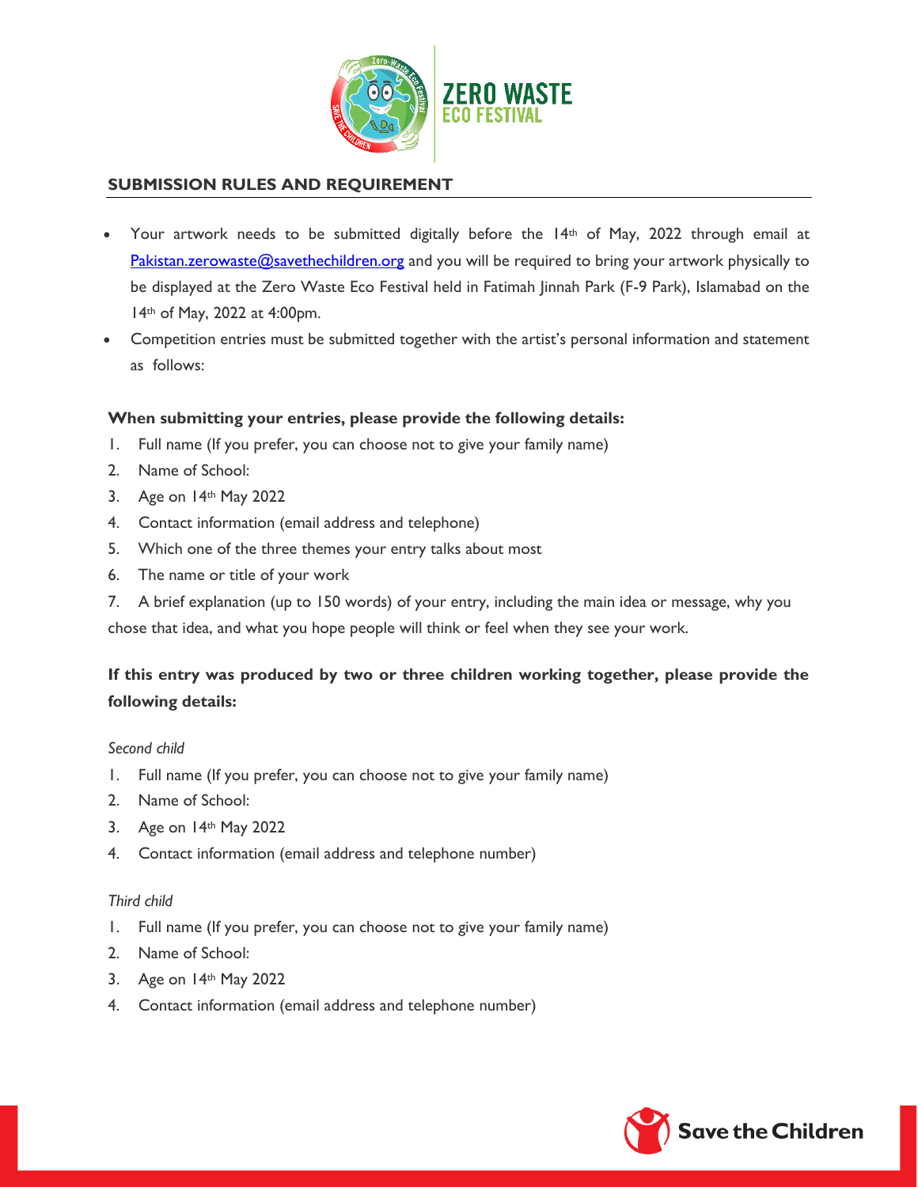## SUBMISSION RULES AND REQUIREMENT

- Your artwork needs to be submitted digitally before the 14th of May, 2022 through email at [Pakistan.zerowaste@savethechildren.org](mailto:Pakistan.zerowaste@savethechildren.org) and you will be required to bring your artwork physically to be displayed at the Zero Waste Eco Festival held in Fatimah Jinnah Park (F-9 Park), Islamabad on the 14th of May, 2022 at 4:00pm.
- Competition entries must be submitted together with the artist's personal information and statement as follows:

**When submitting your entries, please provide the following details:**

1. Full name (If you prefer, you can choose not to give your family name)
2. Name of School:
3. Age on 14th May 2022
4. Contact information (email address and telephone)
5. Which one of the three themes your entry talks about most
6. The name or title of your work
7. A brief explanation (up to 150 words) of your entry, including the main idea or message, why you chose that idea, and what you hope people will think or feel when they see your work.

**If this entry was produced by two or three children working together, please provide the following details:**

*Second child*

1. Full name (If you prefer, you can choose not to give your family name)
2. Name of School:
3. Age on 14th May 2022
4. Contact information (email address and telephone number)

*Third child*

1. Full name (If you prefer, you can choose not to give your family name)
2. Name of School:
3. Age on 14th May 2022
4. Contact information (email address and telephone number)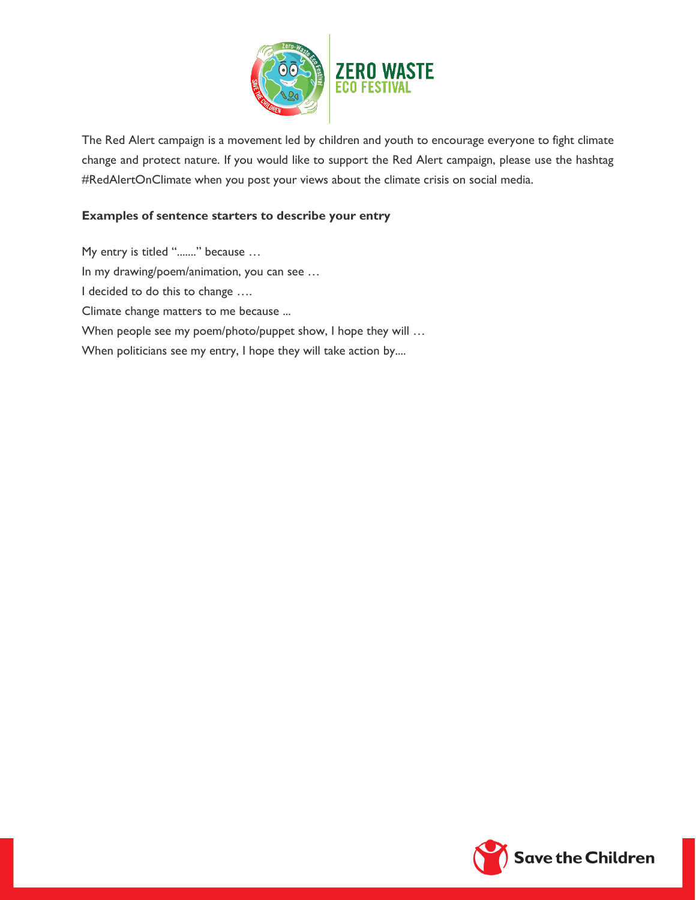The Red Alert campaign is a movement led by children and youth to encourage everyone to fight climate change and protect nature. If you would like to support the Red Alert campaign, please use the hashtag #RedAlertOnClimate when you post your views about the climate crisis on social media.

**Examples of sentence starters to describe your entry**

My entry is titled "......." because …

In my drawing/poem/animation, you can see …

I decided to do this to change ….

Climate change matters to me because ...

When people see my poem/photo/puppet show, I hope they will …

When politicians see my entry, I hope they will take action by....